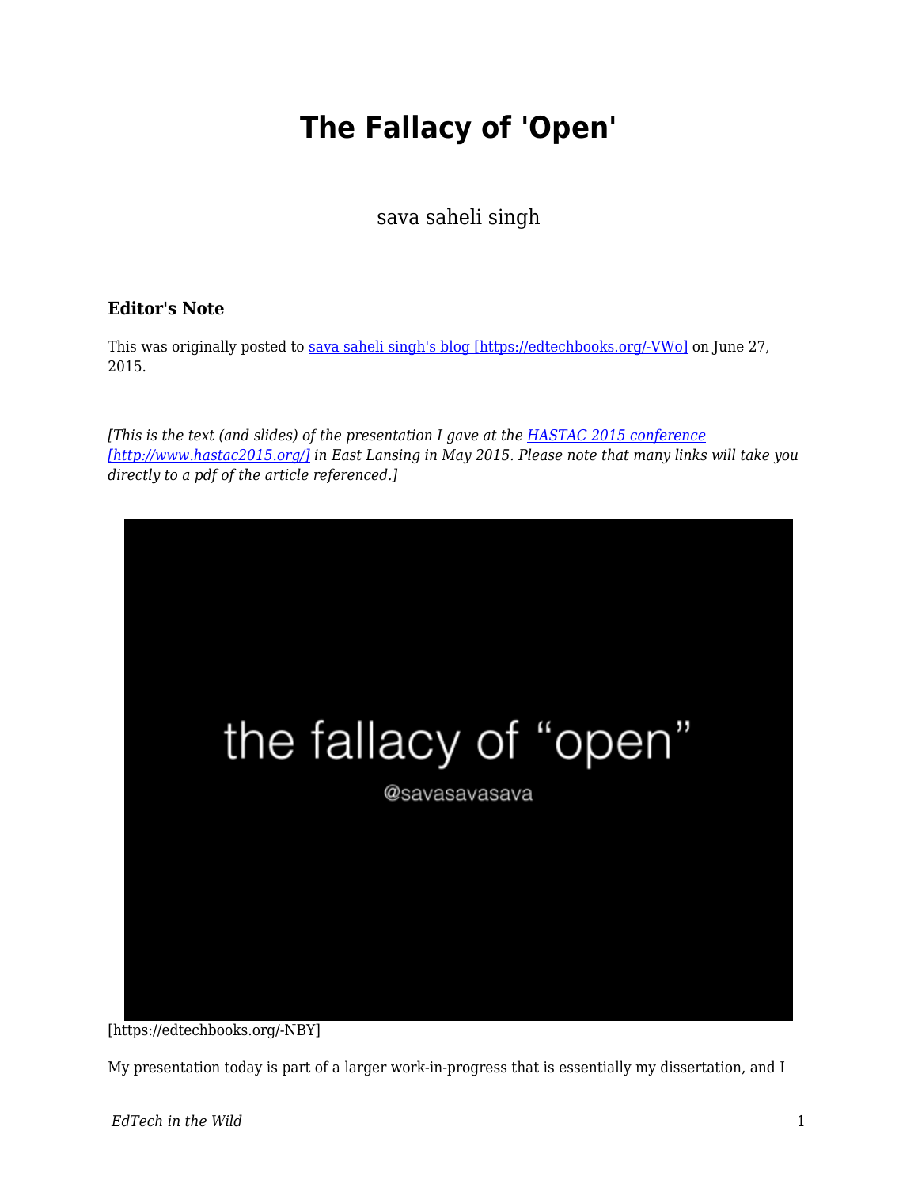# The Fallacy of 'Open'

sava saheli singh

### Editor's Note

This was originally posted to [sava saheli singh's blog [https://edtechbooks.org/-VWo]](https://edtechbooks.org/-VWo) on June 27, 2015.

*[This is the text (and slides) of the presentation I gave at the [HASTAC 2015 conference [http://www.hastac2015.org/]](http://www.hastac2015.org/) in East Lansing in May 2015. Please note that many links will take you directly to a pdf of the article referenced.]*

the fallacy of "open"

@savasavasava

[https://edtechbooks.org/-NBY]

My presentation today is part of a larger work-in-progress that is essentially my dissertation, and I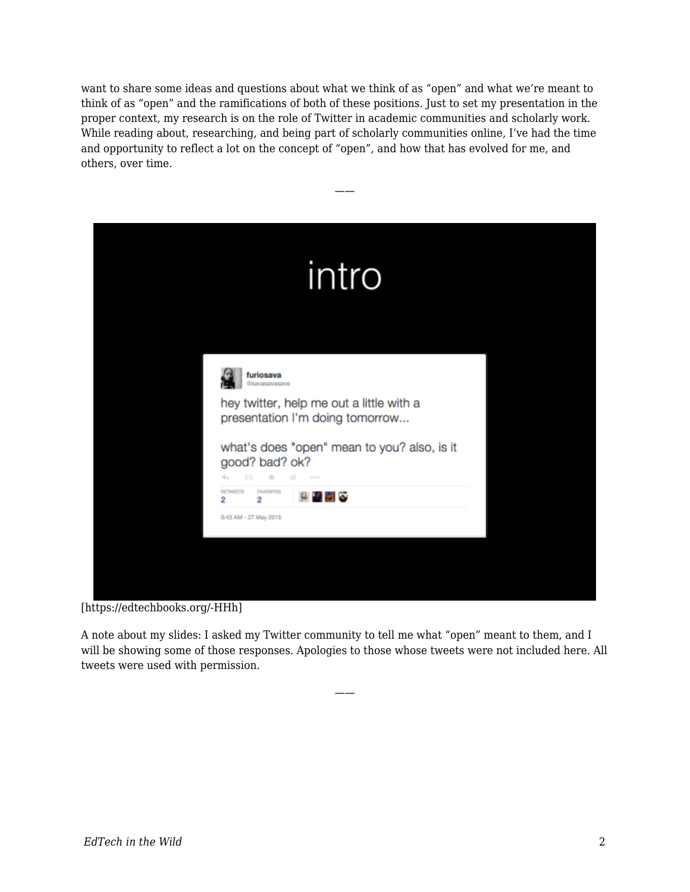want to share some ideas and questions about what we think of as “open” and what we’re meant to think of as “open” and the ramifications of both of these positions. Just to set my presentation in the proper context, my research is on the role of Twitter in academic communities and scholarly work. While reading about, researching, and being part of scholarly communities online, I’ve had the time and opportunity to reflect a lot on the concept of “open”, and how that has evolved for me, and others, over time.

——

[https://edtechbooks.org/-HHh]

A note about my slides: I asked my Twitter community to tell me what “open” meant to them, and I will be showing some of those responses. Apologies to those whose tweets were not included here. All tweets were used with permission.

——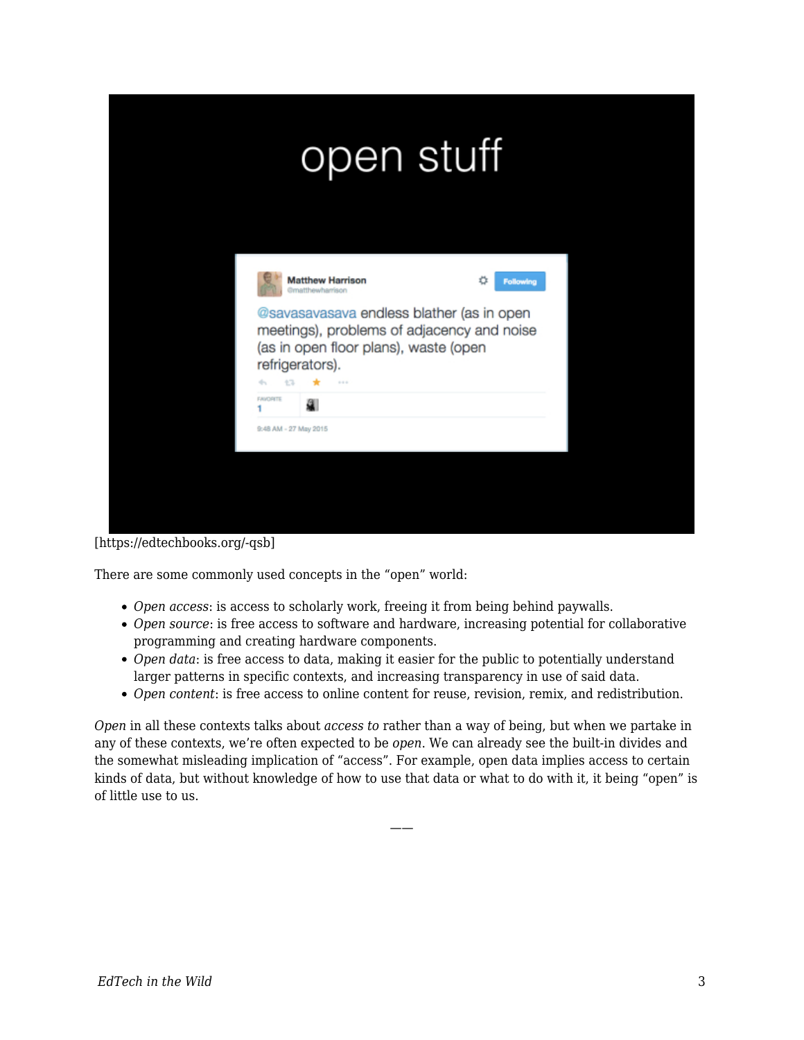open stuff

Matthew Harrison
@matthewharrison

@savasavasava endless blather (as in open meetings), problems of adjacency and noise (as in open floor plans), waste (open refrigerators).

FAVORITE
1

9:48 AM - 27 May 2015

[https://edtechbooks.org/-qsb]

There are some commonly used concepts in the "open" world:

- *Open access*: is access to scholarly work, freeing it from being behind paywalls.
- *Open source*: is free access to software and hardware, increasing potential for collaborative programming and creating hardware components.
- *Open data*: is free access to data, making it easier for the public to potentially understand larger patterns in specific contexts, and increasing transparency in use of said data.
- *Open content*: is free access to online content for reuse, revision, remix, and redistribution.

*Open* in all these contexts talks about *access to* rather than a way of being, but when we partake in any of these contexts, we're often expected to be *open*. We can already see the built-in divides and the somewhat misleading implication of "access". For example, open data implies access to certain kinds of data, but without knowledge of how to use that data or what to do with it, it being "open" is of little use to us.

——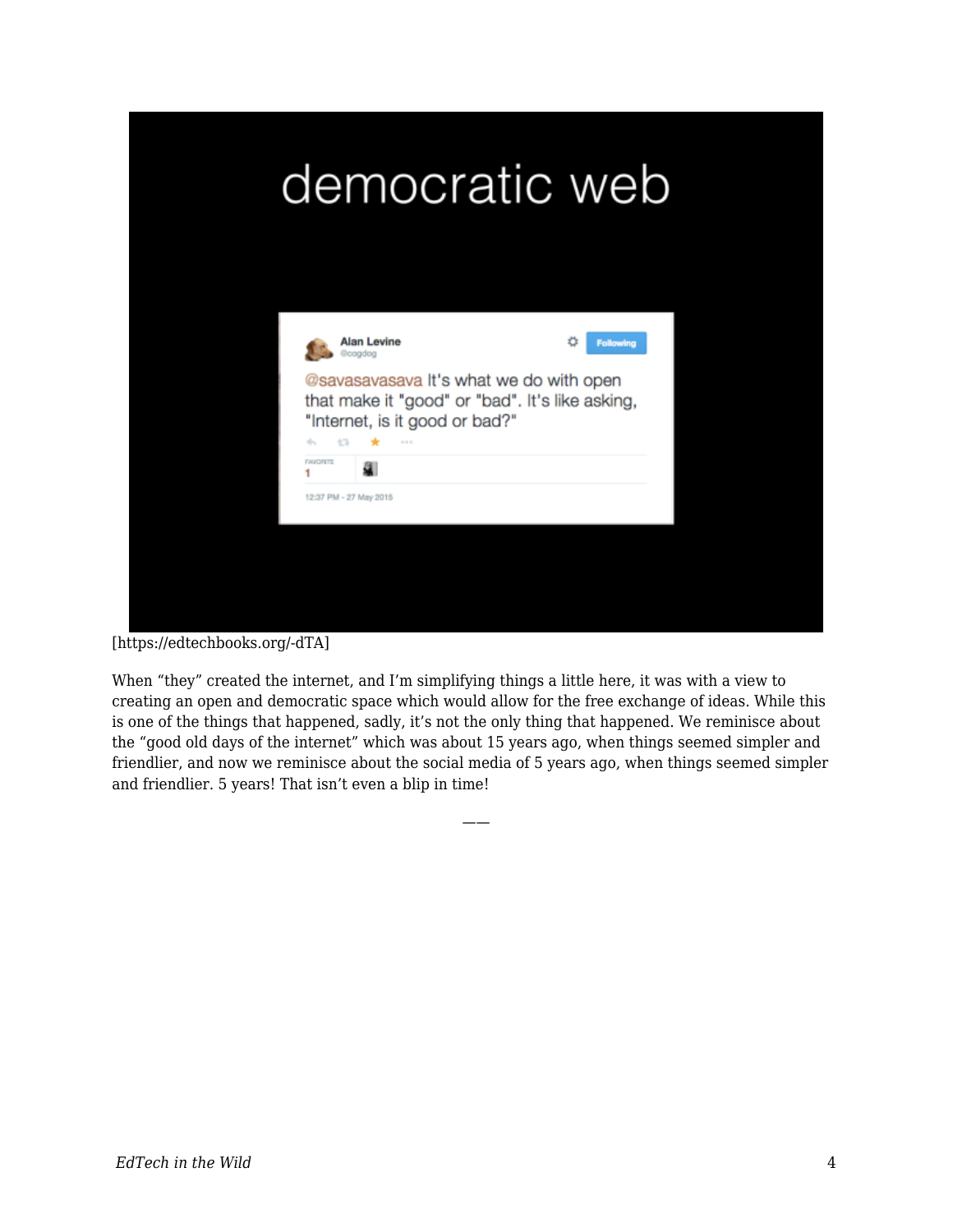[https://edtechbooks.org/-dTA]

When “they” created the internet, and I’m simplifying things a little here, it was with a view to creating an open and democratic space which would allow for the free exchange of ideas. While this is one of the things that happened, sadly, it’s not the only thing that happened. We reminisce about the “good old days of the internet” which was about 15 years ago, when things seemed simpler and friendlier, and now we reminisce about the social media of 5 years ago, when things seemed simpler and friendlier. 5 years! That isn’t even a blip in time!

——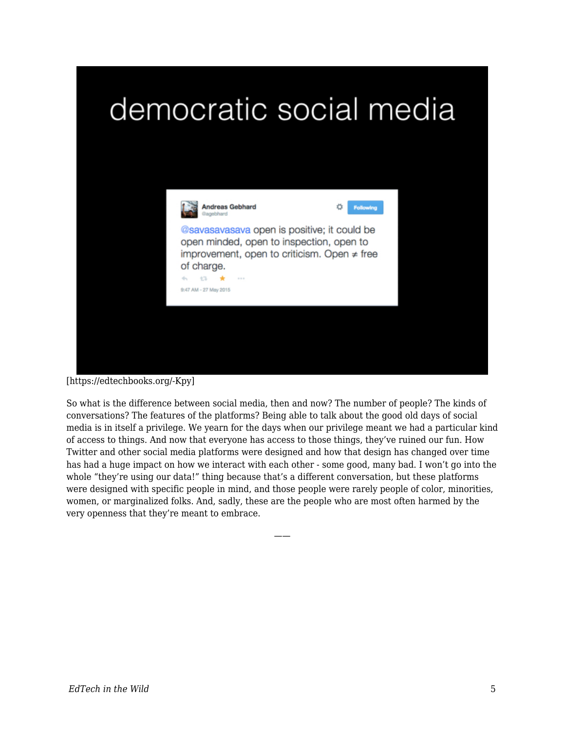democratic social media

Andreas Gebhard
@agebhard

@savasavasava open is positive; it could be open minded, open to inspection, open to improvement, open to criticism. Open ≠ free of charge.

9:47 AM - 27 May 2015

[https://edtechbooks.org/-Kpy]

So what is the difference between social media, then and now? The number of people? The kinds of conversations? The features of the platforms? Being able to talk about the good old days of social media is in itself a privilege. We yearn for the days when our privilege meant we had a particular kind of access to things. And now that everyone has access to those things, they've ruined our fun. How Twitter and other social media platforms were designed and how that design has changed over time has had a huge impact on how we interact with each other - some good, many bad. I won't go into the whole "they're using our data!" thing because that's a different conversation, but these platforms were designed with specific people in mind, and those people were rarely people of color, minorities, women, or marginalized folks. And, sadly, these are the people who are most often harmed by the very openness that they're meant to embrace.

——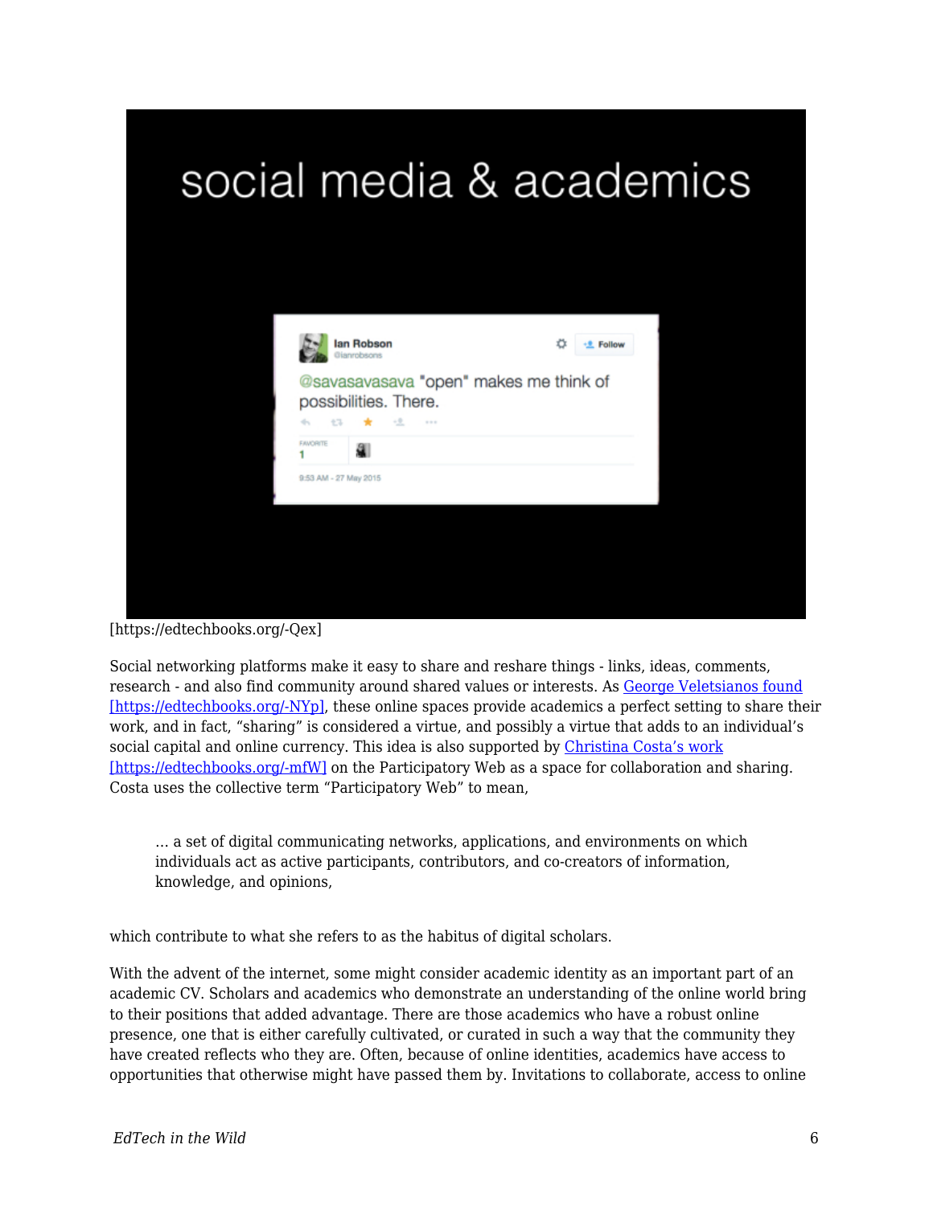[https://edtechbooks.org/-Qex]

Social networking platforms make it easy to share and reshare things - links, ideas, comments, research - and also find community around shared values or interests. As [George Veletsianos found [https://edtechbooks.org/-NYp]](https://edtechbooks.org/-NYp), these online spaces provide academics a perfect setting to share their work, and in fact, "sharing" is considered a virtue, and possibly a virtue that adds to an individual's social capital and online currency. This idea is also supported by [Christina Costa's work [https://edtechbooks.org/-mfW]](https://edtechbooks.org/-mfW) on the Participatory Web as a space for collaboration and sharing. Costa uses the collective term "Participatory Web" to mean,

> … a set of digital communicating networks, applications, and environments on which individuals act as active participants, contributors, and co-creators of information, knowledge, and opinions,

which contribute to what she refers to as the habitus of digital scholars.

With the advent of the internet, some might consider academic identity as an important part of an academic CV. Scholars and academics who demonstrate an understanding of the online world bring to their positions that added advantage. There are those academics who have a robust online presence, one that is either carefully cultivated, or curated in such a way that the community they have created reflects who they are. Often, because of online identities, academics have access to opportunities that otherwise might have passed them by. Invitations to collaborate, access to online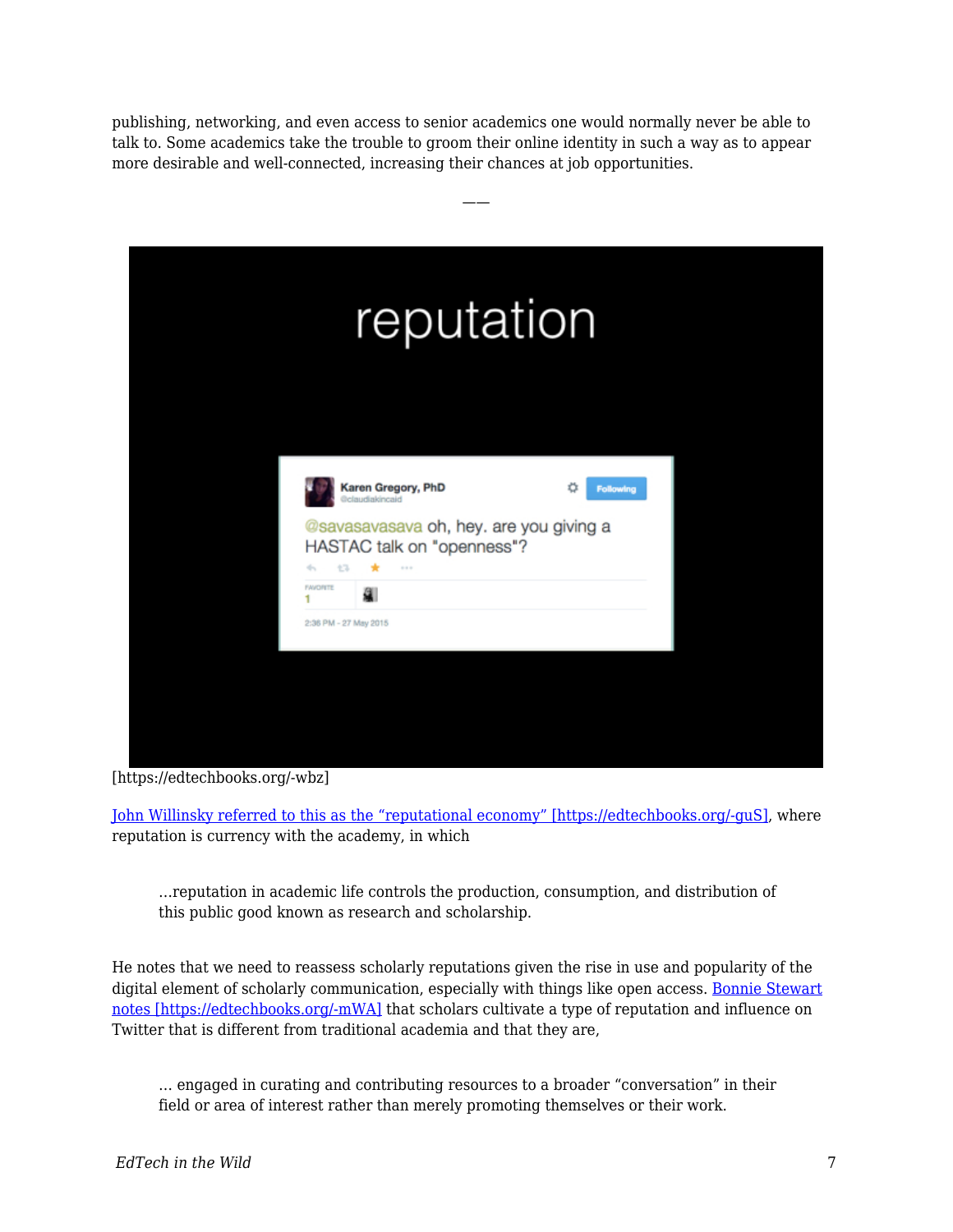publishing, networking, and even access to senior academics one would normally never be able to talk to. Some academics take the trouble to groom their online identity in such a way as to appear more desirable and well-connected, increasing their chances at job opportunities.

——

[https://edtechbooks.org/-wbz]

[John Willinsky referred to this as the "reputational economy" [https://edtechbooks.org/-guS]](https://edtechbooks.org/-guS), where reputation is currency with the academy, in which

> …reputation in academic life controls the production, consumption, and distribution of this public good known as research and scholarship.

He notes that we need to reassess scholarly reputations given the rise in use and popularity of the digital element of scholarly communication, especially with things like open access. [Bonnie Stewart notes [https://edtechbooks.org/-mWA]](https://edtechbooks.org/-mWA) that scholars cultivate a type of reputation and influence on Twitter that is different from traditional academia and that they are,

> … engaged in curating and contributing resources to a broader "conversation" in their field or area of interest rather than merely promoting themselves or their work.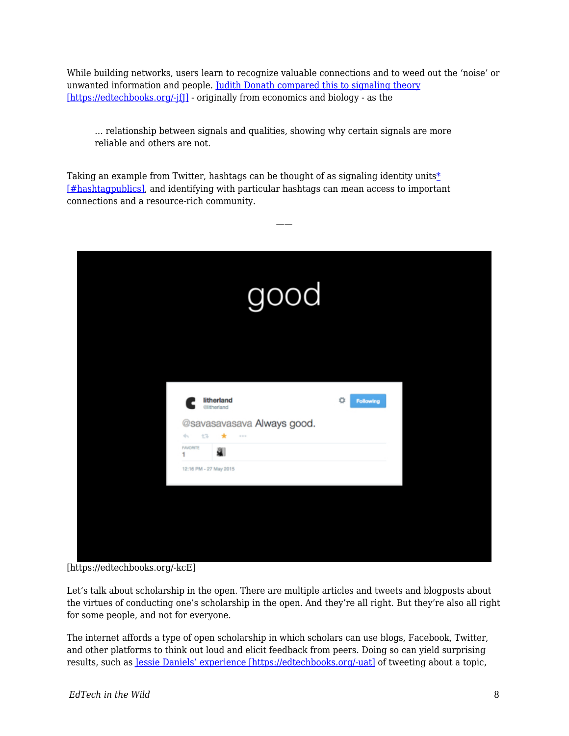While building networks, users learn to recognize valuable connections and to weed out the 'noise' or unwanted information and people. Judith Donath compared this to signaling theory [https://edtechbooks.org/-jfJ] - originally from economics and biology - as the

> … relationship between signals and qualities, showing why certain signals are more reliable and others are not.

Taking an example from Twitter, hashtags can be thought of as signaling identity units* [#hashtagpublics], and identifying with particular hashtags can mean access to important connections and a resource-rich community.

——

[https://edtechbooks.org/-kcE]

Let's talk about scholarship in the open. There are multiple articles and tweets and blogposts about the virtues of conducting one's scholarship in the open. And they're all right. But they're also all right for some people, and not for everyone.

The internet affords a type of open scholarship in which scholars can use blogs, Facebook, Twitter, and other platforms to think out loud and elicit feedback from peers. Doing so can yield surprising results, such as Jessie Daniels' experience [https://edtechbooks.org/-uat] of tweeting about a topic,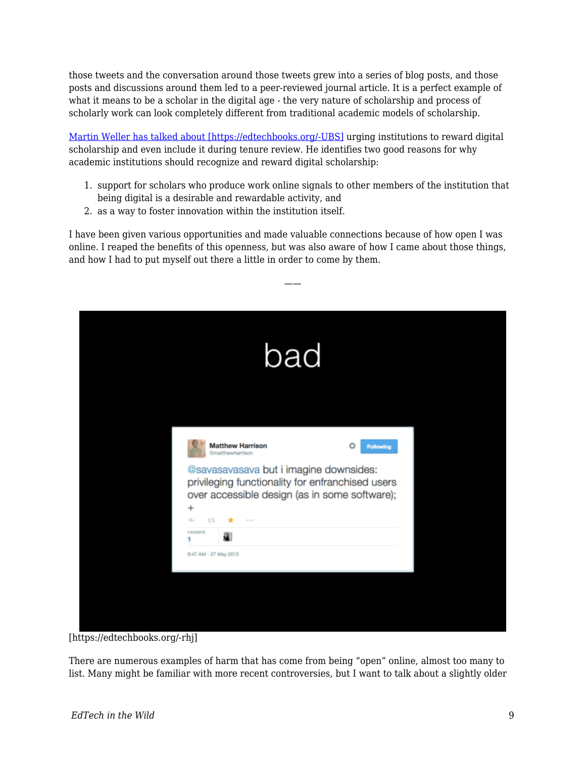those tweets and the conversation around those tweets grew into a series of blog posts, and those posts and discussions around them led to a peer-reviewed journal article. It is a perfect example of what it means to be a scholar in the digital age - the very nature of scholarship and process of scholarly work can look completely different from traditional academic models of scholarship.

[Martin Weller has talked about [https://edtechbooks.org/-UBS]](https://edtechbooks.org/-UBS) urging institutions to reward digital scholarship and even include it during tenure review. He identifies two good reasons for why academic institutions should recognize and reward digital scholarship:

1. support for scholars who produce work online signals to other members of the institution that being digital is a desirable and rewardable activity, and
2. as a way to foster innovation within the institution itself.

I have been given various opportunities and made valuable connections because of how open I was online. I reaped the benefits of this openness, but was also aware of how I came about those things, and how I had to put myself out there a little in order to come by them.

——

[https://edtechbooks.org/-rhj]

There are numerous examples of harm that has come from being "open" online, almost too many to list. Many might be familiar with more recent controversies, but I want to talk about a slightly older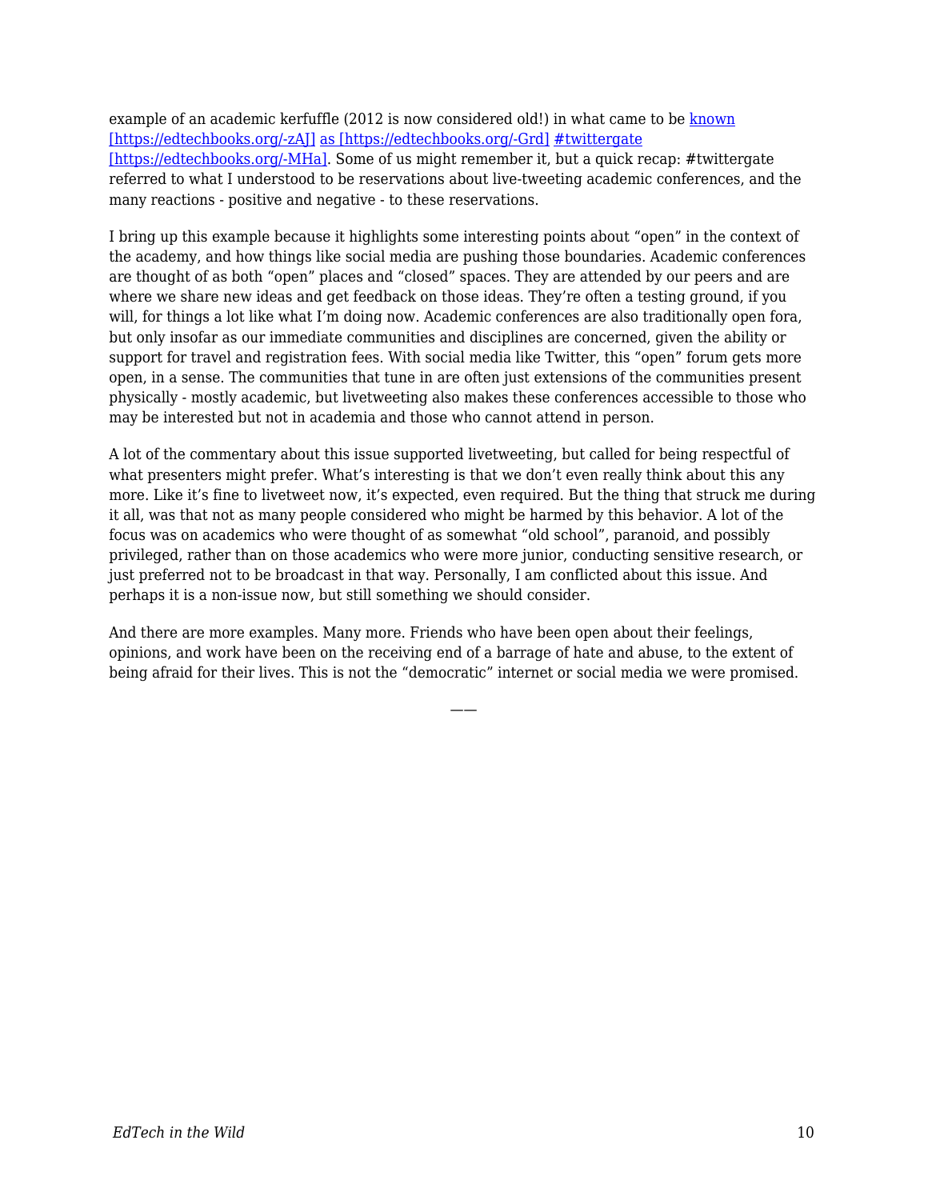example of an academic kerfuffle (2012 is now considered old!) in what came to be [known [https://edtechbooks.org/-zAJ]](https://edtechbooks.org/-zAJ) [as [https://edtechbooks.org/-Grd]](https://edtechbooks.org/-Grd) [#twittergate [https://edtechbooks.org/-MHa]](https://edtechbooks.org/-MHa). Some of us might remember it, but a quick recap: #twittergate referred to what I understood to be reservations about live-tweeting academic conferences, and the many reactions - positive and negative - to these reservations.

I bring up this example because it highlights some interesting points about "open" in the context of the academy, and how things like social media are pushing those boundaries. Academic conferences are thought of as both "open" places and "closed" spaces. They are attended by our peers and are where we share new ideas and get feedback on those ideas. They're often a testing ground, if you will, for things a lot like what I'm doing now. Academic conferences are also traditionally open fora, but only insofar as our immediate communities and disciplines are concerned, given the ability or support for travel and registration fees. With social media like Twitter, this "open" forum gets more open, in a sense. The communities that tune in are often just extensions of the communities present physically - mostly academic, but livetweeting also makes these conferences accessible to those who may be interested but not in academia and those who cannot attend in person.

A lot of the commentary about this issue supported livetweeting, but called for being respectful of what presenters might prefer. What's interesting is that we don't even really think about this any more. Like it's fine to livetweet now, it's expected, even required. But the thing that struck me during it all, was that not as many people considered who might be harmed by this behavior. A lot of the focus was on academics who were thought of as somewhat "old school", paranoid, and possibly privileged, rather than on those academics who were more junior, conducting sensitive research, or just preferred not to be broadcast in that way. Personally, I am conflicted about this issue. And perhaps it is a non-issue now, but still something we should consider.

And there are more examples. Many more. Friends who have been open about their feelings, opinions, and work have been on the receiving end of a barrage of hate and abuse, to the extent of being afraid for their lives. This is not the "democratic" internet or social media we were promised.

——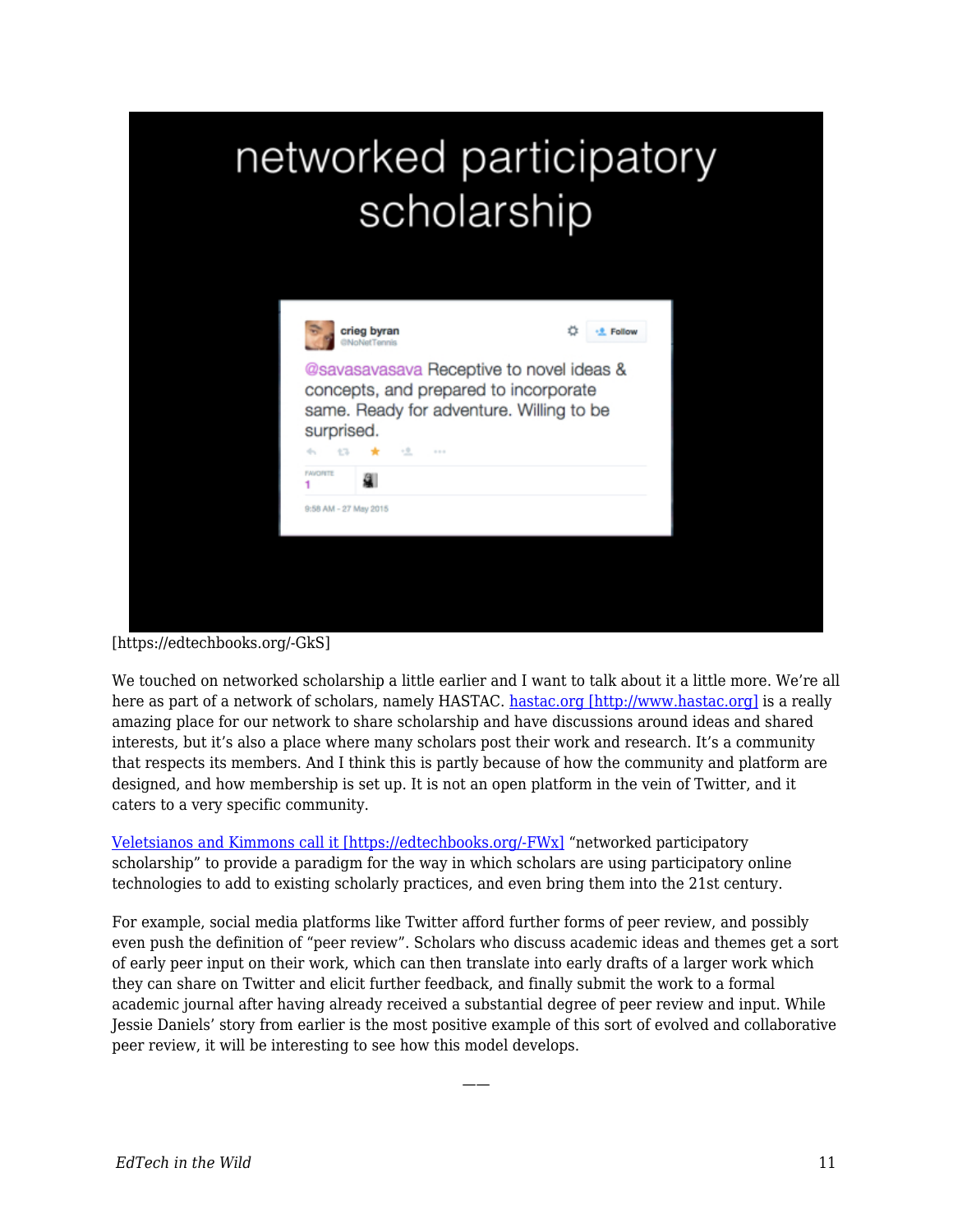[https://edtechbooks.org/-GkS]

We touched on networked scholarship a little earlier and I want to talk about it a little more. We're all here as part of a network of scholars, namely HASTAC. [hastac.org [http://www.hastac.org]](http://www.hastac.org) is a really amazing place for our network to share scholarship and have discussions around ideas and shared interests, but it's also a place where many scholars post their work and research. It's a community that respects its members. And I think this is partly because of how the community and platform are designed, and how membership is set up. It is not an open platform in the vein of Twitter, and it caters to a very specific community.

[Veletsianos and Kimmons call it [https://edtechbooks.org/-FWx]](https://edtechbooks.org/-FWx) "networked participatory scholarship" to provide a paradigm for the way in which scholars are using participatory online technologies to add to existing scholarly practices, and even bring them into the 21st century.

For example, social media platforms like Twitter afford further forms of peer review, and possibly even push the definition of "peer review". Scholars who discuss academic ideas and themes get a sort of early peer input on their work, which can then translate into early drafts of a larger work which they can share on Twitter and elicit further feedback, and finally submit the work to a formal academic journal after having already received a substantial degree of peer review and input. While Jessie Daniels' story from earlier is the most positive example of this sort of evolved and collaborative peer review, it will be interesting to see how this model develops.

——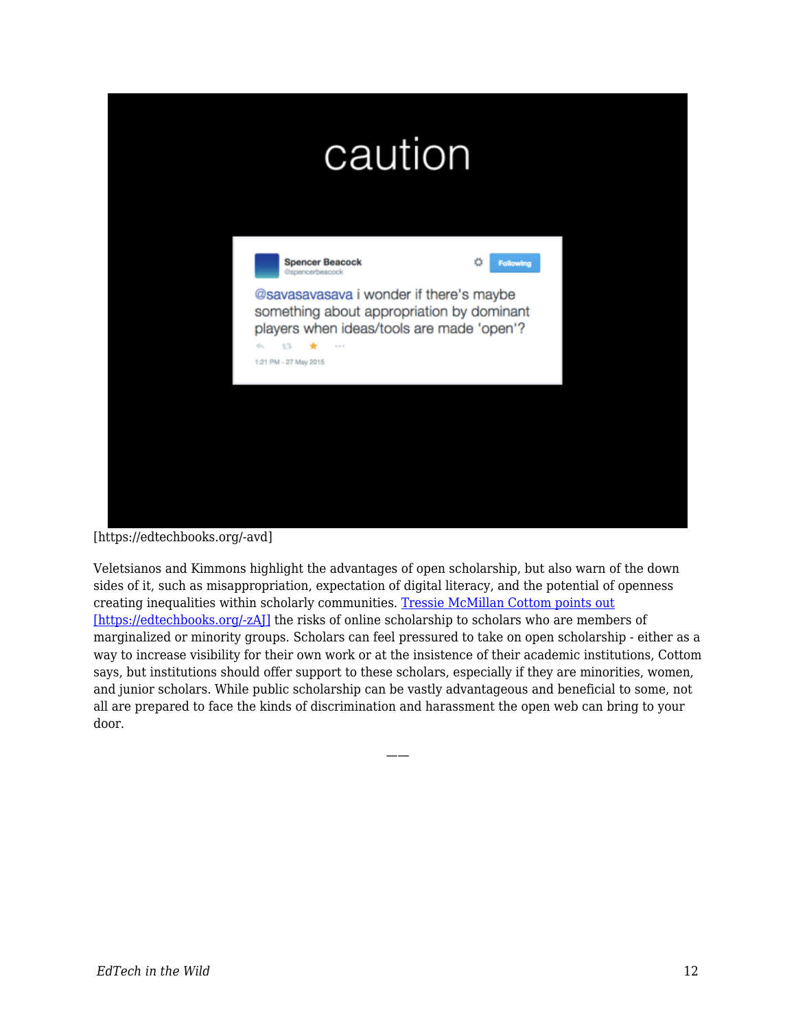caution

Spencer Beacock
@spencerbeacock

@savasavasava i wonder if there's maybe something about appropriation by dominant players when ideas/tools are made 'open'?

1:21 PM - 27 May 2015

[https://edtechbooks.org/-avd]

Veletsianos and Kimmons highlight the advantages of open scholarship, but also warn of the down sides of it, such as misappropriation, expectation of digital literacy, and the potential of openness creating inequalities within scholarly communities. Tressie McMillan Cottom points out [https://edtechbooks.org/-zAJ] the risks of online scholarship to scholars who are members of marginalized or minority groups. Scholars can feel pressured to take on open scholarship - either as a way to increase visibility for their own work or at the insistence of their academic institutions, Cottom says, but institutions should offer support to these scholars, especially if they are minorities, women, and junior scholars. While public scholarship can be vastly advantageous and beneficial to some, not all are prepared to face the kinds of discrimination and harassment the open web can bring to your door.

——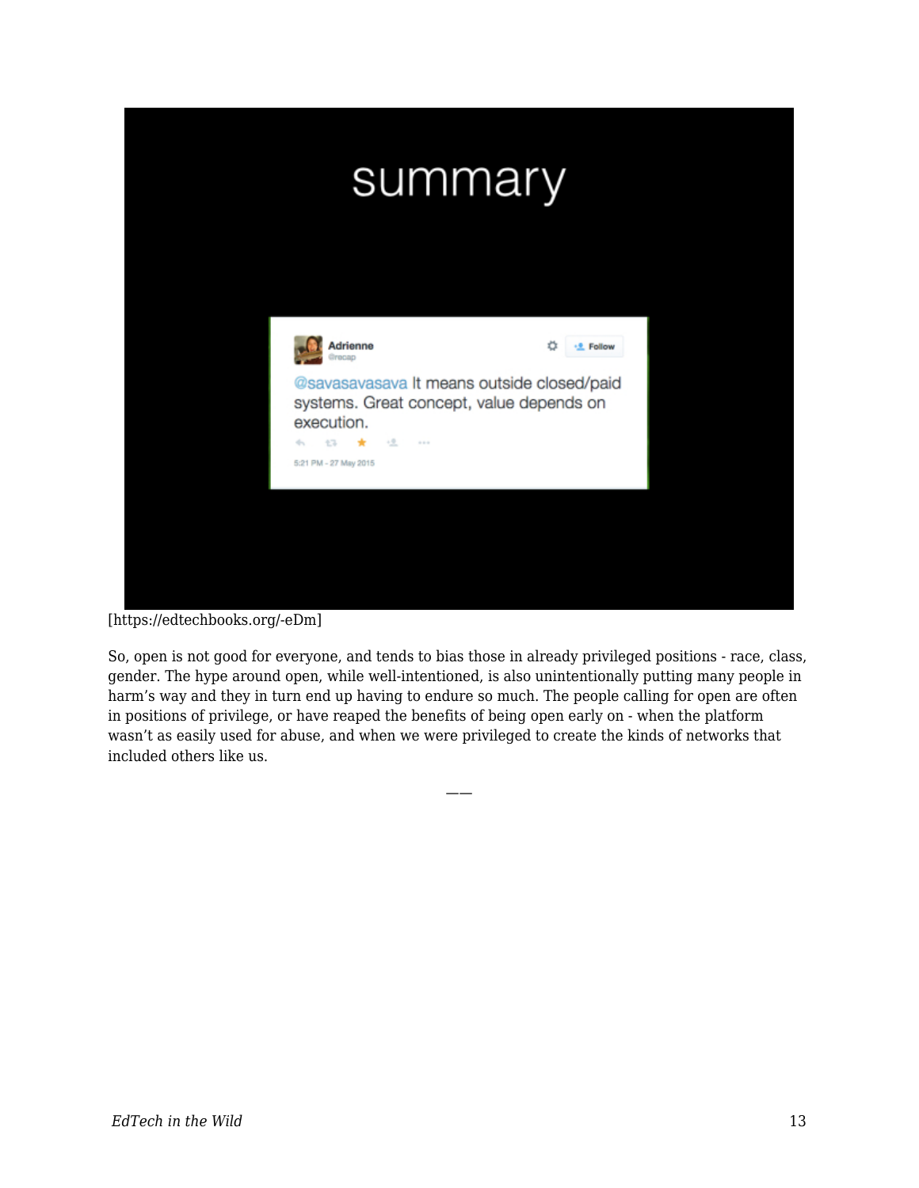[https://edtechbooks.org/-eDm]

So, open is not good for everyone, and tends to bias those in already privileged positions - race, class, gender. The hype around open, while well-intentioned, is also unintentionally putting many people in harm's way and they in turn end up having to endure so much. The people calling for open are often in positions of privilege, or have reaped the benefits of being open early on - when the platform wasn't as easily used for abuse, and when we were privileged to create the kinds of networks that included others like us.

——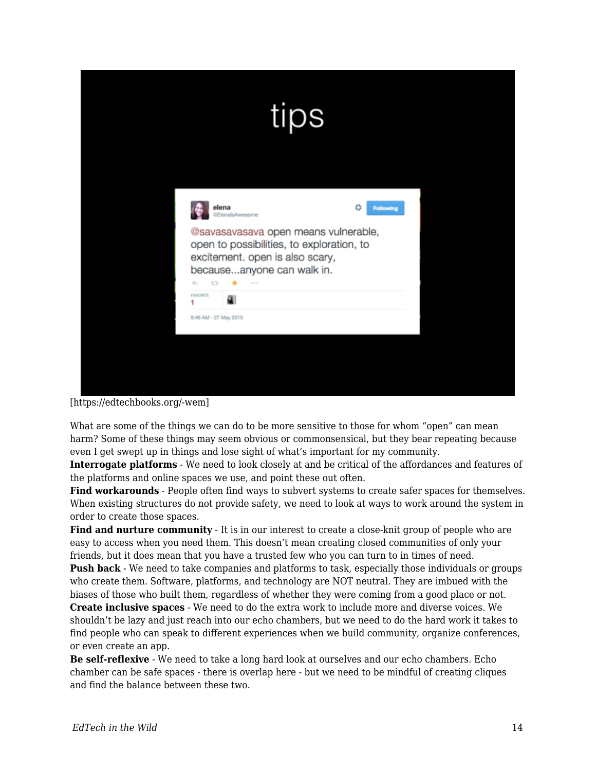[https://edtechbooks.org/-wem]

What are some of the things we can do to be more sensitive to those for whom "open" can mean harm? Some of these things may seem obvious or commonsensical, but they bear repeating because even I get swept up in things and lose sight of what's important for my community.

**Interrogate platforms** - We need to look closely at and be critical of the affordances and features of the platforms and online spaces we use, and point these out often.

**Find workarounds** - People often find ways to subvert systems to create safer spaces for themselves. When existing structures do not provide safety, we need to look at ways to work around the system in order to create those spaces.

**Find and nurture community** - It is in our interest to create a close-knit group of people who are easy to access when you need them. This doesn't mean creating closed communities of only your friends, but it does mean that you have a trusted few who you can turn to in times of need.

**Push back** - We need to take companies and platforms to task, especially those individuals or groups who create them. Software, platforms, and technology are NOT neutral. They are imbued with the biases of those who built them, regardless of whether they were coming from a good place or not.

**Create inclusive spaces** - We need to do the extra work to include more and diverse voices. We shouldn't be lazy and just reach into our echo chambers, but we need to do the hard work it takes to find people who can speak to different experiences when we build community, organize conferences, or even create an app.

**Be self-reflexive** - We need to take a long hard look at ourselves and our echo chambers. Echo chamber can be safe spaces - there is overlap here - but we need to be mindful of creating cliques and find the balance between these two.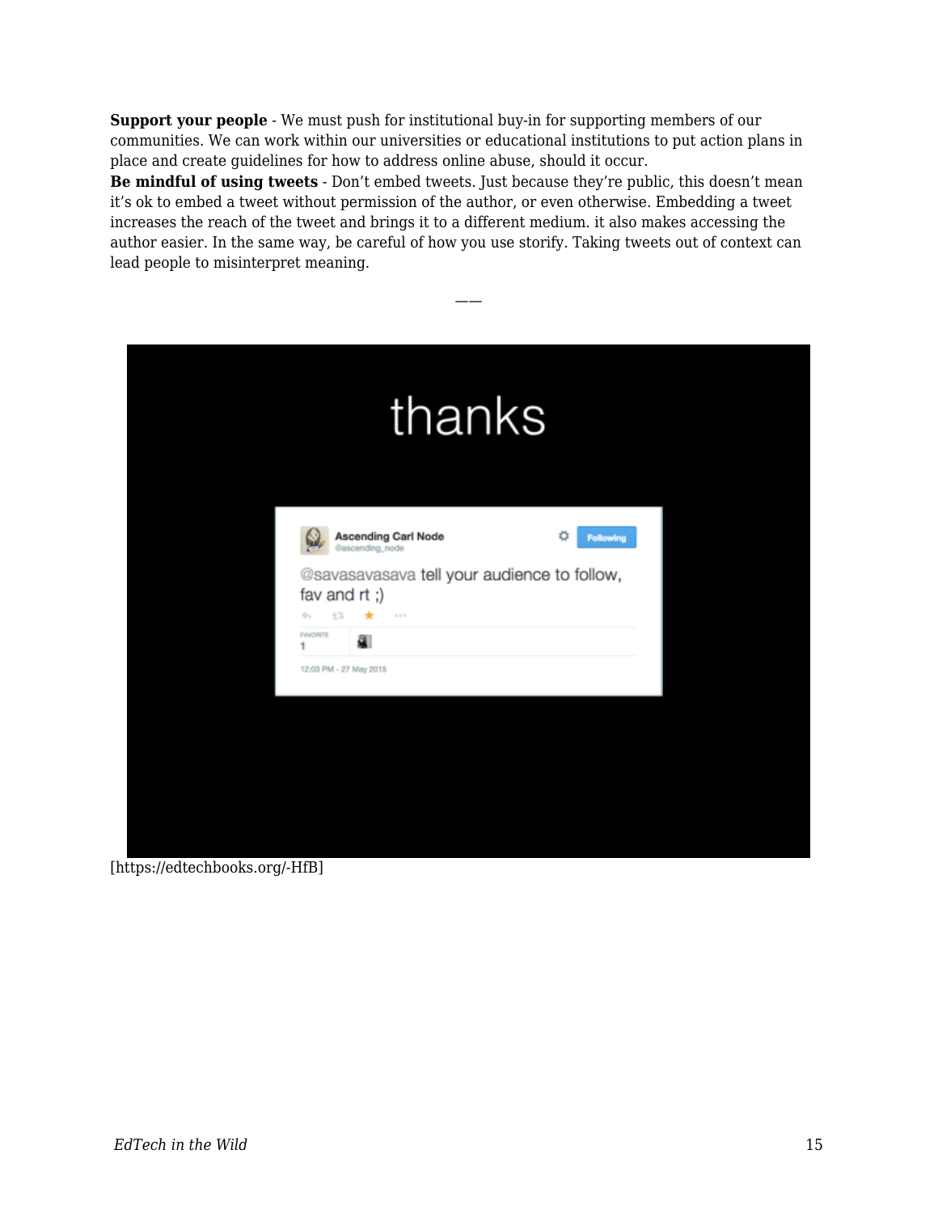**Support your people** - We must push for institutional buy-in for supporting members of our communities. We can work within our universities or educational institutions to put action plans in place and create guidelines for how to address online abuse, should it occur.
**Be mindful of using tweets** - Don't embed tweets. Just because they're public, this doesn't mean it's ok to embed a tweet without permission of the author, or even otherwise. Embedding a tweet increases the reach of the tweet and brings it to a different medium. it also makes accessing the author easier. In the same way, be careful of how you use storify. Taking tweets out of context can lead people to misinterpret meaning.

——

[https://edtechbooks.org/-HfB]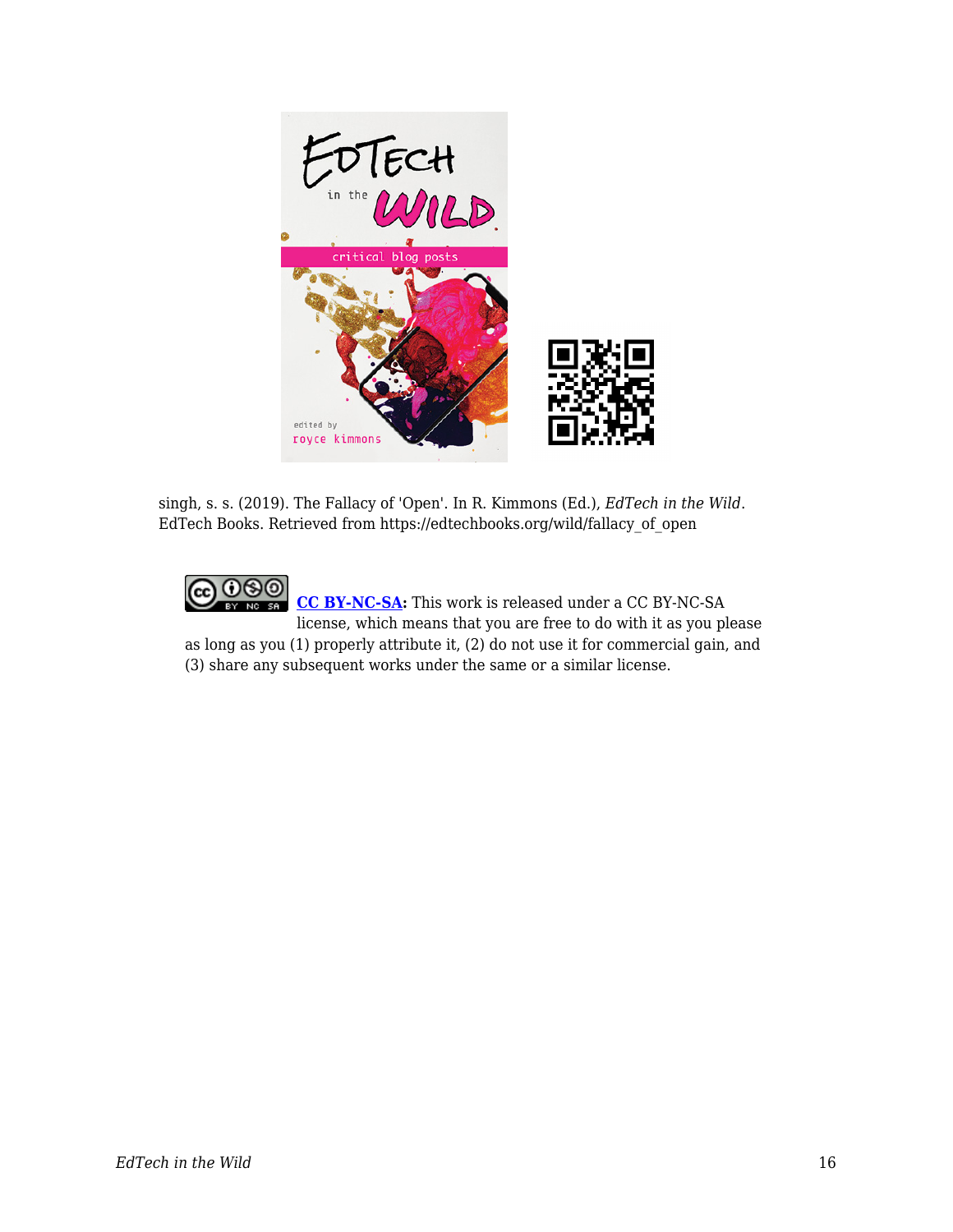singh, s. s. (2019). The Fallacy of 'Open'. In R. Kimmons (Ed.), *EdTech in the Wild*. EdTech Books. Retrieved from https://edtechbooks.org/wild/fallacy_of_open

**CC BY-NC-SA:** This work is released under a CC BY-NC-SA license, which means that you are free to do with it as you please as long as you (1) properly attribute it, (2) do not use it for commercial gain, and (3) share any subsequent works under the same or a similar license.